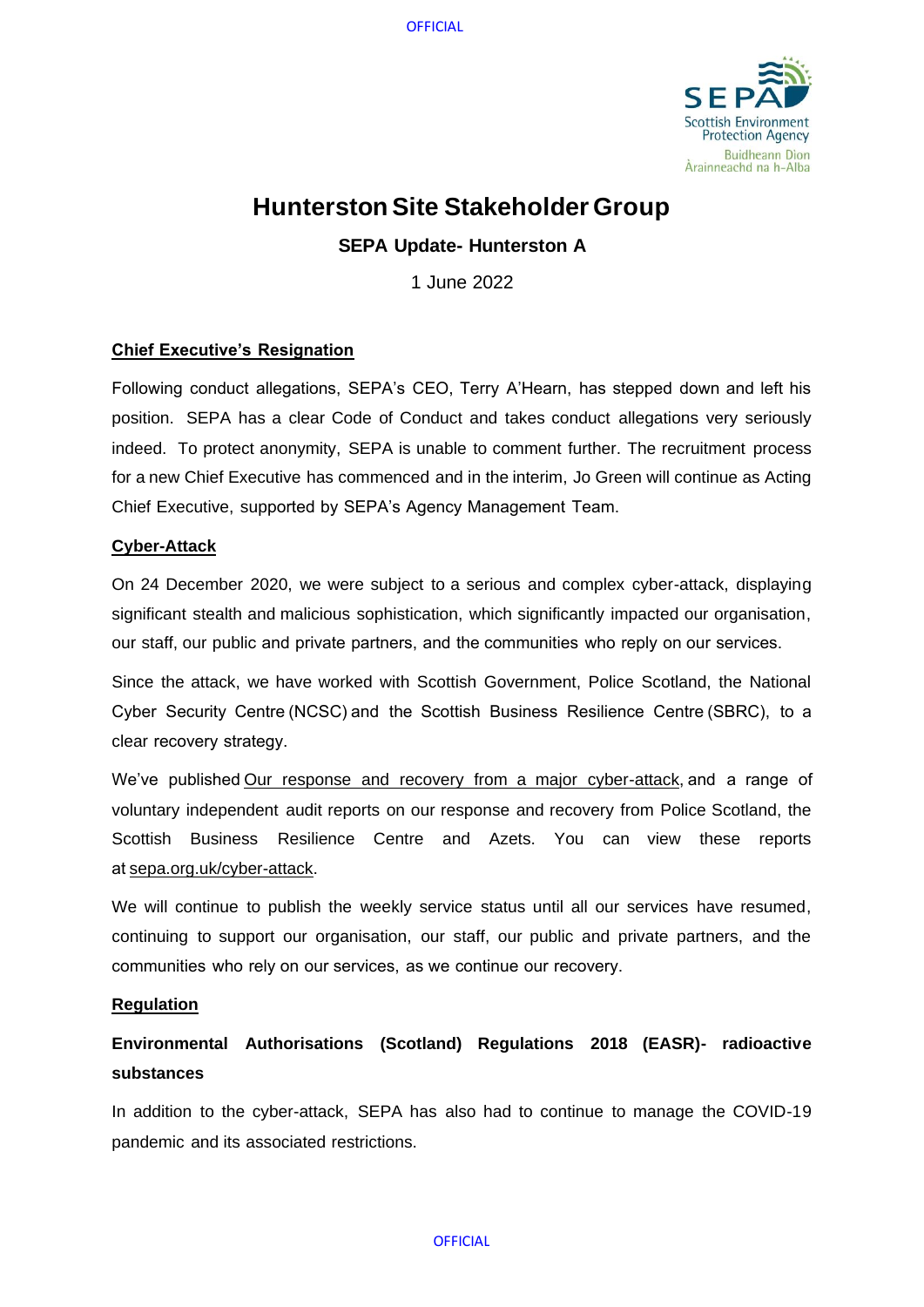# Hunterston Site Stakeholder Group

**SEPA Update- Hunterston A**

1 June 2022

## Chief Executive's Resignation

Following conduct allegations, SEPA's CEO, Terry A'Hearn, has stepped down and left his position. SEPA has a clear Code of Conduct and takes conduct allegations very seriously indeed. To protect anonymity, SEPA is unable to comment further. The recruitment process for a new Chief Executive has commenced and in the interim, Jo Green will continue as Acting Chief Executive, supported by SEPA's Agency Management Team.

## Cyber-Attack

On 24 December 2020, we were subject to a serious and complex cyber-attack, displaying significant stealth and malicious sophistication, which significantly impacted our organisation, our staff, our public and private partners, and the communities who reply on our services.

Since the attack, we have worked with Scottish Government, Police Scotland, the National Cyber Security Centre (NCSC) and the Scottish Business Resilience Centre (SBRC), to a clear recovery strategy.

We've published Our response and recovery from a major cyber-attack, and a range of voluntary independent audit reports on our response and recovery from Police Scotland, the Scottish Business Resilience Centre and Azets. You can view these reports at sepa.org.uk/cyber-attack.

We will continue to publish the weekly service status until all our services have resumed, continuing to support our organisation, our staff, our public and private partners, and the communities who rely on our services, as we continue our recovery.

## Regulation

### Environmental Authorisations (Scotland) Regulations 2018 (EASR)- radioactive substances

In addition to the cyber-attack, SEPA has also had to continue to manage the COVID-19 pandemic and its associated restrictions.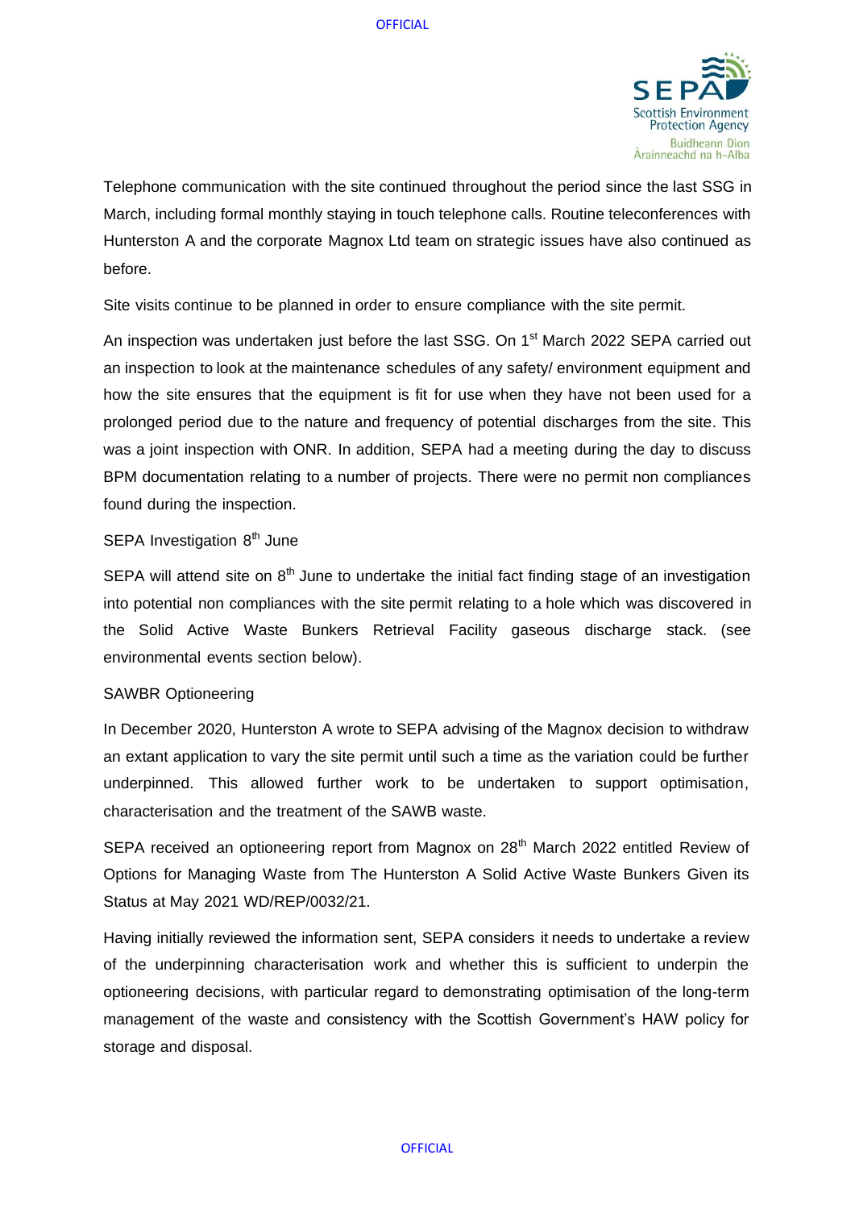Telephone communication with the site continued throughout the period since the last SSG in March, including formal monthly staying in touch telephone calls. Routine teleconferences with Hunterston A and the corporate Magnox Ltd team on strategic issues have also continued as before.

Site visits continue to be planned in order to ensure compliance with the site permit.

An inspection was undertaken just before the last SSG. On 1st March 2022 SEPA carried out an inspection to look at the maintenance schedules of any safety/ environment equipment and how the site ensures that the equipment is fit for use when they have not been used for a prolonged period due to the nature and frequency of potential discharges from the site. This was a joint inspection with ONR. In addition, SEPA had a meeting during the day to discuss BPM documentation relating to a number of projects. There were no permit non compliances found during the inspection.

SEPA Investigation 8th June

SEPA will attend site on 8th June to undertake the initial fact finding stage of an investigation into potential non compliances with the site permit relating to a hole which was discovered in the Solid Active Waste Bunkers Retrieval Facility gaseous discharge stack. (see environmental events section below).

SAWBR Optioneering

In December 2020, Hunterston A wrote to SEPA advising of the Magnox decision to withdraw an extant application to vary the site permit until such a time as the variation could be further underpinned. This allowed further work to be undertaken to support optimisation, characterisation and the treatment of the SAWB waste.

SEPA received an optioneering report from Magnox on 28th March 2022 entitled Review of Options for Managing Waste from The Hunterston A Solid Active Waste Bunkers Given its Status at May 2021 WD/REP/0032/21.

Having initially reviewed the information sent, SEPA considers it needs to undertake a review of the underpinning characterisation work and whether this is sufficient to underpin the optioneering decisions, with particular regard to demonstrating optimisation of the long-term management of the waste and consistency with the Scottish Government's HAW policy for storage and disposal.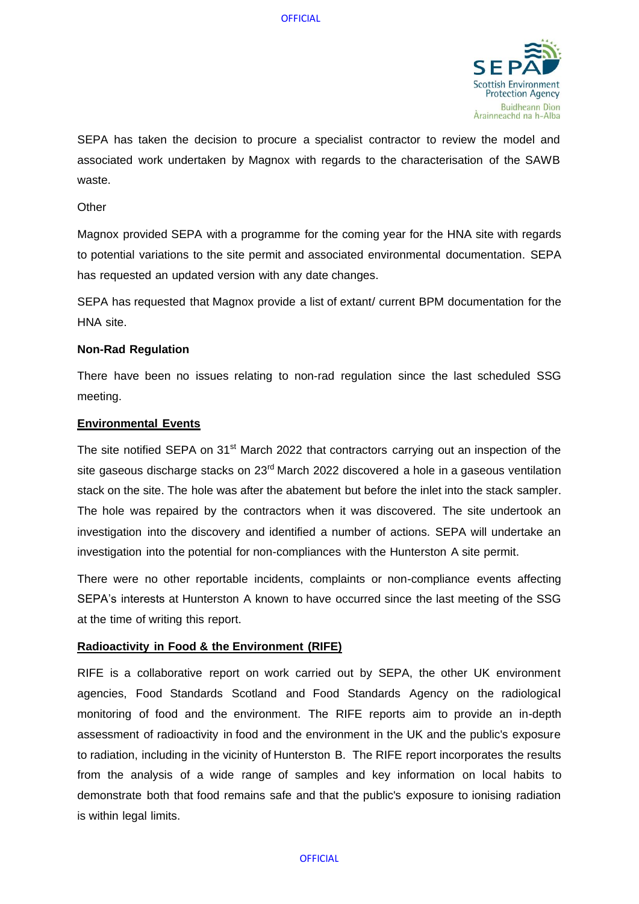SEPA has taken the decision to procure a specialist contractor to review the model and associated work undertaken by Magnox with regards to the characterisation of the SAWB waste.

Other

Magnox provided SEPA with a programme for the coming year for the HNA site with regards to potential variations to the site permit and associated environmental documentation. SEPA has requested an updated version with any date changes.

SEPA has requested that Magnox provide a list of extant/ current BPM documentation for the HNA site.

**Non-Rad Regulation**

There have been no issues relating to non-rad regulation since the last scheduled SSG meeting.

## Environmental Events

The site notified SEPA on 31st March 2022 that contractors carrying out an inspection of the site gaseous discharge stacks on 23rd March 2022 discovered a hole in a gaseous ventilation stack on the site. The hole was after the abatement but before the inlet into the stack sampler. The hole was repaired by the contractors when it was discovered. The site undertook an investigation into the discovery and identified a number of actions. SEPA will undertake an investigation into the potential for non-compliances with the Hunterston A site permit.

There were no other reportable incidents, complaints or non-compliance events affecting SEPA's interests at Hunterston A known to have occurred since the last meeting of the SSG at the time of writing this report.

## Radioactivity in Food & the Environment (RIFE)

RIFE is a collaborative report on work carried out by SEPA, the other UK environment agencies, Food Standards Scotland and Food Standards Agency on the radiological monitoring of food and the environment. The RIFE reports aim to provide an in-depth assessment of radioactivity in food and the environment in the UK and the public's exposure to radiation, including in the vicinity of Hunterston B. The RIFE report incorporates the results from the analysis of a wide range of samples and key information on local habits to demonstrate both that food remains safe and that the public's exposure to ionising radiation is within legal limits.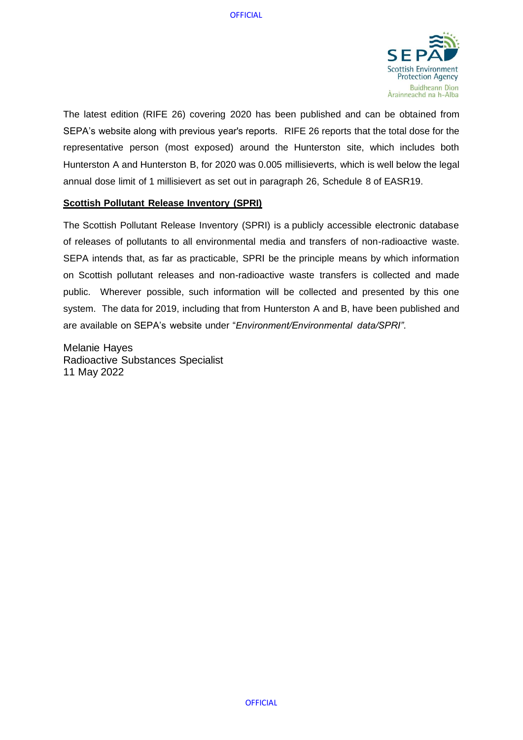The latest edition (RIFE 26) covering 2020 has been published and can be obtained from SEPA's website along with previous year's reports. RIFE 26 reports that the total dose for the representative person (most exposed) around the Hunterston site, which includes both Hunterston A and Hunterston B, for 2020 was 0.005 millisieverts, which is well below the legal annual dose limit of 1 millisievert as set out in paragraph 26, Schedule 8 of EASR19.

**Scottish Pollutant Release Inventory (SPRI)**

The Scottish Pollutant Release Inventory (SPRI) is a publicly accessible electronic database of releases of pollutants to all environmental media and transfers of non-radioactive waste. SEPA intends that, as far as practicable, SPRI be the principle means by which information on Scottish pollutant releases and non-radioactive waste transfers is collected and made public. Wherever possible, such information will be collected and presented by this one system. The data for 2019, including that from Hunterston A and B, have been published and are available on SEPA's website under "*Environment/Environmental data/SPRI"*.

Melanie Hayes
Radioactive Substances Specialist
11 May 2022